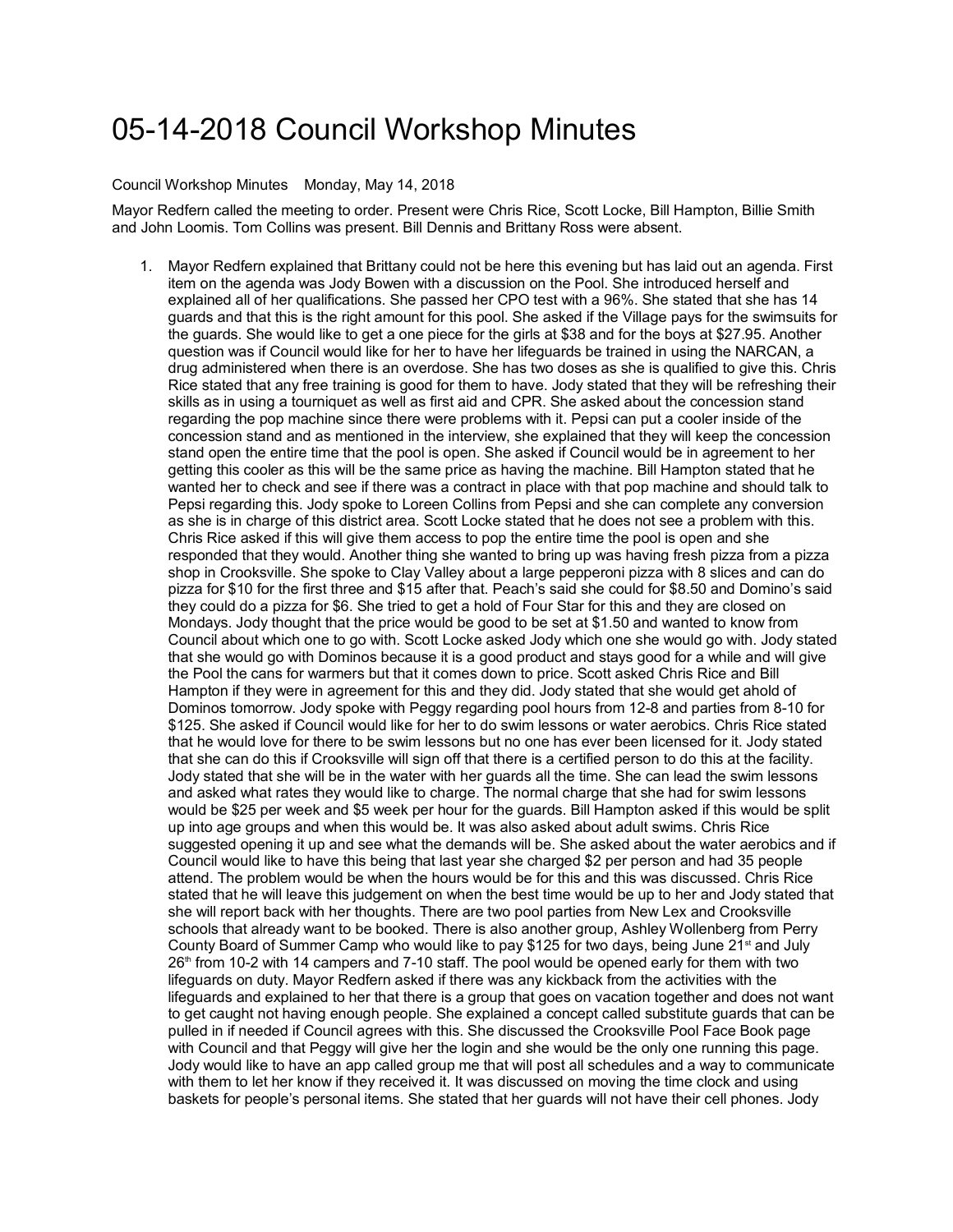# 05-14-2018 Council Workshop Minutes

Council Workshop Minutes   Monday, May 14, 2018

Mayor Redfern called the meeting to order. Present were Chris Rice, Scott Locke, Bill Hampton, Billie Smith and John Loomis. Tom Collins was present. Bill Dennis and Brittany Ross were absent.

1. Mayor Redfern explained that Brittany could not be here this evening but has laid out an agenda. First item on the agenda was Jody Bowen with a discussion on the Pool. She introduced herself and explained all of her qualifications. She passed her CPO test with a 96%. She stated that she has 14 guards and that this is the right amount for this pool. She asked if the Village pays for the swimsuits for the guards. She would like to get a one piece for the girls at $38 and for the boys at $27.95. Another question was if Council would like for her to have her lifeguards be trained in using the NARCAN, a drug administered when there is an overdose. She has two doses as she is qualified to give this. Chris Rice stated that any free training is good for them to have. Jody stated that they will be refreshing their skills as in using a tourniquet as well as first aid and CPR. She asked about the concession stand regarding the pop machine since there were problems with it. Pepsi can put a cooler inside of the concession stand and as mentioned in the interview, she explained that they will keep the concession stand open the entire time that the pool is open. She asked if Council would be in agreement to her getting this cooler as this will be the same price as having the machine. Bill Hampton stated that he wanted her to check and see if there was a contract in place with that pop machine and should talk to Pepsi regarding this. Jody spoke to Loreen Collins from Pepsi and she can complete any conversion as she is in charge of this district area. Scott Locke stated that he does not see a problem with this. Chris Rice asked if this will give them access to pop the entire time the pool is open and she responded that they would. Another thing she wanted to bring up was having fresh pizza from a pizza shop in Crooksville. She spoke to Clay Valley about a large pepperoni pizza with 8 slices and can do pizza for $10 for the first three and $15 after that. Peach's said she could for $8.50 and Domino's said they could do a pizza for $6. She tried to get a hold of Four Star for this and they are closed on Mondays. Jody thought that the price would be good to be set at $1.50 and wanted to know from Council about which one to go with. Scott Locke asked Jody which one she would go with. Jody stated that she would go with Dominos because it is a good product and stays good for a while and will give the Pool the cans for warmers but that it comes down to price. Scott asked Chris Rice and Bill Hampton if they were in agreement for this and they did. Jody stated that she would get ahold of Dominos tomorrow. Jody spoke with Peggy regarding pool hours from 12-8 and parties from 8-10 for $125. She asked if Council would like for her to do swim lessons or water aerobics. Chris Rice stated that he would love for there to be swim lessons but no one has ever been licensed for it. Jody stated that she can do this if Crooksville will sign off that there is a certified person to do this at the facility. Jody stated that she will be in the water with her guards all the time. She can lead the swim lessons and asked what rates they would like to charge. The normal charge that she had for swim lessons would be $25 per week and $5 week per hour for the guards. Bill Hampton asked if this would be split up into age groups and when this would be. It was also asked about adult swims. Chris Rice suggested opening it up and see what the demands will be. She asked about the water aerobics and if Council would like to have this being that last year she charged $2 per person and had 35 people attend. The problem would be when the hours would be for this and this was discussed. Chris Rice stated that he will leave this judgement on when the best time would be up to her and Jody stated that she will report back with her thoughts. There are two pool parties from New Lex and Crooksville schools that already want to be booked. There is also another group, Ashley Wollenberg from Perry County Board of Summer Camp who would like to pay $125 for two days, being June 21st and July 26th from 10-2 with 14 campers and 7-10 staff. The pool would be opened early for them with two lifeguards on duty. Mayor Redfern asked if there was any kickback from the activities with the lifeguards and explained to her that there is a group that goes on vacation together and does not want to get caught not having enough people. She explained a concept called substitute guards that can be pulled in if needed if Council agrees with this. She discussed the Crooksville Pool Face Book page with Council and that Peggy will give her the login and she would be the only one running this page. Jody would like to have an app called group me that will post all schedules and a way to communicate with them to let her know if they received it. It was discussed on moving the time clock and using baskets for people's personal items. She stated that her guards will not have their cell phones. Jody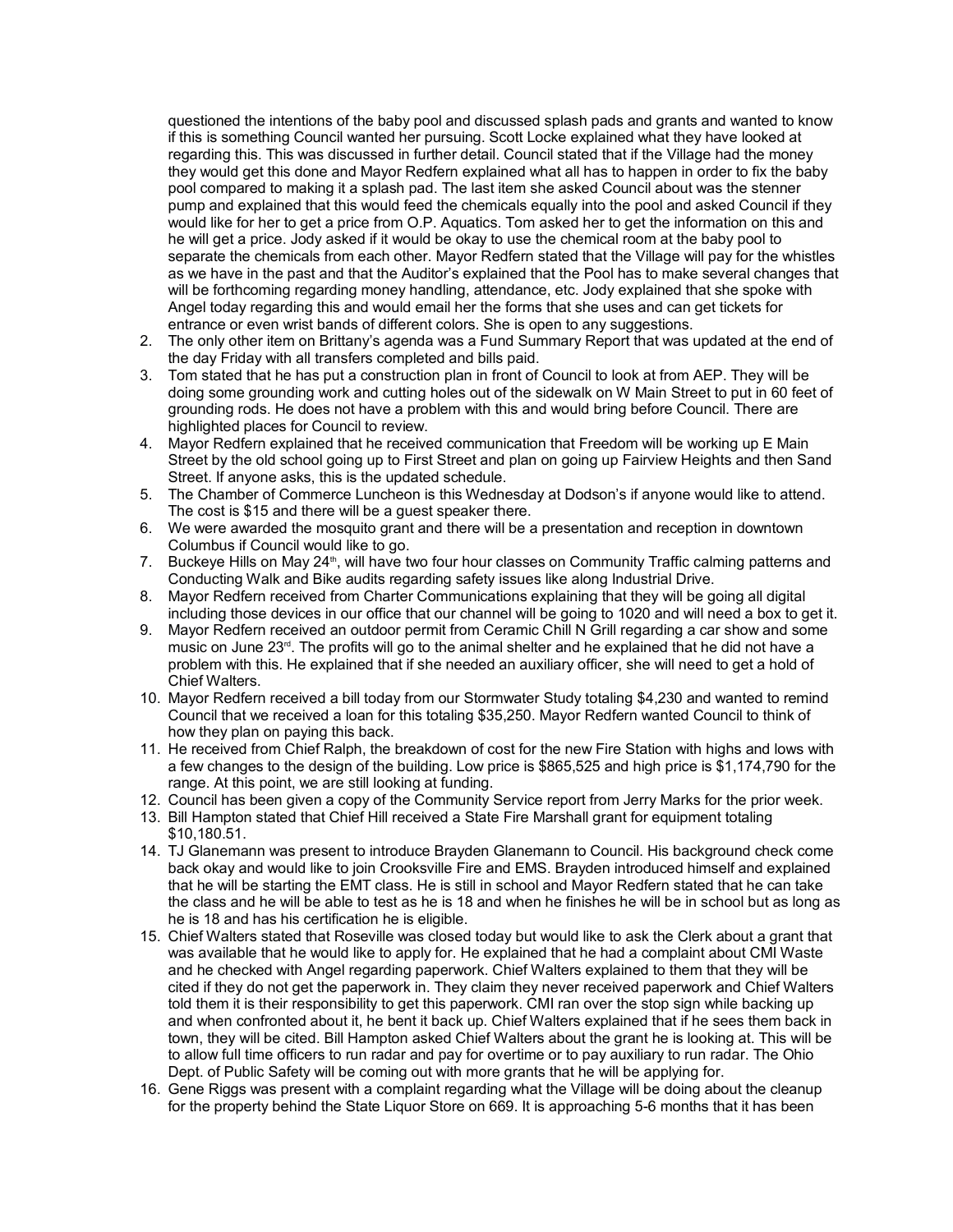questioned the intentions of the baby pool and discussed splash pads and grants and wanted to know if this is something Council wanted her pursuing. Scott Locke explained what they have looked at regarding this. This was discussed in further detail. Council stated that if the Village had the money they would get this done and Mayor Redfern explained what all has to happen in order to fix the baby pool compared to making it a splash pad. The last item she asked Council about was the stenner pump and explained that this would feed the chemicals equally into the pool and asked Council if they would like for her to get a price from O.P. Aquatics. Tom asked her to get the information on this and he will get a price. Jody asked if it would be okay to use the chemical room at the baby pool to separate the chemicals from each other. Mayor Redfern stated that the Village will pay for the whistles as we have in the past and that the Auditor's explained that the Pool has to make several changes that will be forthcoming regarding money handling, attendance, etc. Jody explained that she spoke with Angel today regarding this and would email her the forms that she uses and can get tickets for entrance or even wrist bands of different colors. She is open to any suggestions.

2. The only other item on Brittany's agenda was a Fund Summary Report that was updated at the end of the day Friday with all transfers completed and bills paid.
3. Tom stated that he has put a construction plan in front of Council to look at from AEP. They will be doing some grounding work and cutting holes out of the sidewalk on W Main Street to put in 60 feet of grounding rods. He does not have a problem with this and would bring before Council. There are highlighted places for Council to review.
4. Mayor Redfern explained that he received communication that Freedom will be working up E Main Street by the old school going up to First Street and plan on going up Fairview Heights and then Sand Street. If anyone asks, this is the updated schedule.
5. The Chamber of Commerce Luncheon is this Wednesday at Dodson's if anyone would like to attend. The cost is $15 and there will be a guest speaker there.
6. We were awarded the mosquito grant and there will be a presentation and reception in downtown Columbus if Council would like to go.
7. Buckeye Hills on May 24th, will have two four hour classes on Community Traffic calming patterns and Conducting Walk and Bike audits regarding safety issues like along Industrial Drive.
8. Mayor Redfern received from Charter Communications explaining that they will be going all digital including those devices in our office that our channel will be going to 1020 and will need a box to get it.
9. Mayor Redfern received an outdoor permit from Ceramic Chill N Grill regarding a car show and some music on June 23rd. The profits will go to the animal shelter and he explained that he did not have a problem with this. He explained that if she needed an auxiliary officer, she will need to get a hold of Chief Walters.
10. Mayor Redfern received a bill today from our Stormwater Study totaling $4,230 and wanted to remind Council that we received a loan for this totaling $35,250. Mayor Redfern wanted Council to think of how they plan on paying this back.
11. He received from Chief Ralph, the breakdown of cost for the new Fire Station with highs and lows with a few changes to the design of the building. Low price is $865,525 and high price is $1,174,790 for the range. At this point, we are still looking at funding.
12. Council has been given a copy of the Community Service report from Jerry Marks for the prior week.
13. Bill Hampton stated that Chief Hill received a State Fire Marshall grant for equipment totaling $10,180.51.
14. TJ Glanemann was present to introduce Brayden Glanemann to Council. His background check come back okay and would like to join Crooksville Fire and EMS. Brayden introduced himself and explained that he will be starting the EMT class. He is still in school and Mayor Redfern stated that he can take the class and he will be able to test as he is 18 and when he finishes he will be in school but as long as he is 18 and has his certification he is eligible.
15. Chief Walters stated that Roseville was closed today but would like to ask the Clerk about a grant that was available that he would like to apply for. He explained that he had a complaint about CMI Waste and he checked with Angel regarding paperwork. Chief Walters explained to them that they will be cited if they do not get the paperwork in. They claim they never received paperwork and Chief Walters told them it is their responsibility to get this paperwork. CMI ran over the stop sign while backing up and when confronted about it, he bent it back up. Chief Walters explained that if he sees them back in town, they will be cited. Bill Hampton asked Chief Walters about the grant he is looking at. This will be to allow full time officers to run radar and pay for overtime or to pay auxiliary to run radar. The Ohio Dept. of Public Safety will be coming out with more grants that he will be applying for.
16. Gene Riggs was present with a complaint regarding what the Village will be doing about the cleanup for the property behind the State Liquor Store on 669. It is approaching 5-6 months that it has been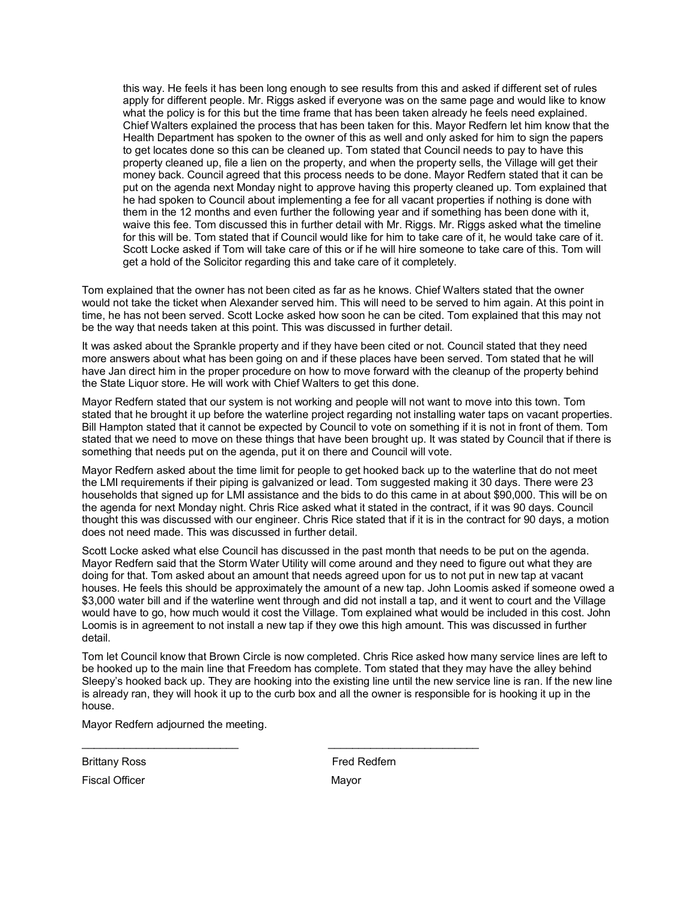> this way. He feels it has been long enough to see results from this and asked if different set of rules apply for different people. Mr. Riggs asked if everyone was on the same page and would like to know what the policy is for this but the time frame that has been taken already he feels need explained. Chief Walters explained the process that has been taken for this. Mayor Redfern let him know that the Health Department has spoken to the owner of this as well and only asked for him to sign the papers to get locates done so this can be cleaned up. Tom stated that Council needs to pay to have this property cleaned up, file a lien on the property, and when the property sells, the Village will get their money back. Council agreed that this process needs to be done. Mayor Redfern stated that it can be put on the agenda next Monday night to approve having this property cleaned up. Tom explained that he had spoken to Council about implementing a fee for all vacant properties if nothing is done with them in the 12 months and even further the following year and if something has been done with it, waive this fee. Tom discussed this in further detail with Mr. Riggs. Mr. Riggs asked what the timeline for this will be. Tom stated that if Council would like for him to take care of it, he would take care of it. Scott Locke asked if Tom will take care of this or if he will hire someone to take care of this. Tom will get a hold of the Solicitor regarding this and take care of it completely.

Tom explained that the owner has not been cited as far as he knows. Chief Walters stated that the owner would not take the ticket when Alexander served him. This will need to be served to him again. At this point in time, he has not been served. Scott Locke asked how soon he can be cited. Tom explained that this may not be the way that needs taken at this point. This was discussed in further detail.

It was asked about the Sprankle property and if they have been cited or not. Council stated that they need more answers about what has been going on and if these places have been served. Tom stated that he will have Jan direct him in the proper procedure on how to move forward with the cleanup of the property behind the State Liquor store. He will work with Chief Walters to get this done.

Mayor Redfern stated that our system is not working and people will not want to move into this town. Tom stated that he brought it up before the waterline project regarding not installing water taps on vacant properties. Bill Hampton stated that it cannot be expected by Council to vote on something if it is not in front of them. Tom stated that we need to move on these things that have been brought up. It was stated by Council that if there is something that needs put on the agenda, put it on there and Council will vote.

Mayor Redfern asked about the time limit for people to get hooked back up to the waterline that do not meet the LMI requirements if their piping is galvanized or lead. Tom suggested making it 30 days. There were 23 households that signed up for LMI assistance and the bids to do this came in at about $90,000. This will be on the agenda for next Monday night. Chris Rice asked what it stated in the contract, if it was 90 days. Council thought this was discussed with our engineer. Chris Rice stated that if it is in the contract for 90 days, a motion does not need made. This was discussed in further detail.

Scott Locke asked what else Council has discussed in the past month that needs to be put on the agenda. Mayor Redfern said that the Storm Water Utility will come around and they need to figure out what they are doing for that. Tom asked about an amount that needs agreed upon for us to not put in new tap at vacant houses. He feels this should be approximately the amount of a new tap. John Loomis asked if someone owed a $3,000 water bill and if the waterline went through and did not install a tap, and it went to court and the Village would have to go, how much would it cost the Village. Tom explained what would be included in this cost. John Loomis is in agreement to not install a new tap if they owe this high amount. This was discussed in further detail.

Tom let Council know that Brown Circle is now completed. Chris Rice asked how many service lines are left to be hooked up to the main line that Freedom has complete. Tom stated that they may have the alley behind Sleepy's hooked back up. They are hooking into the existing line until the new service line is ran. If the new line is already ran, they will hook it up to the curb box and all the owner is responsible for is hooking it up in the house.

Mayor Redfern adjourned the meeting.

_________________________ _________________________

Brittany Ross Fred Redfern

Fiscal Officer Mayor